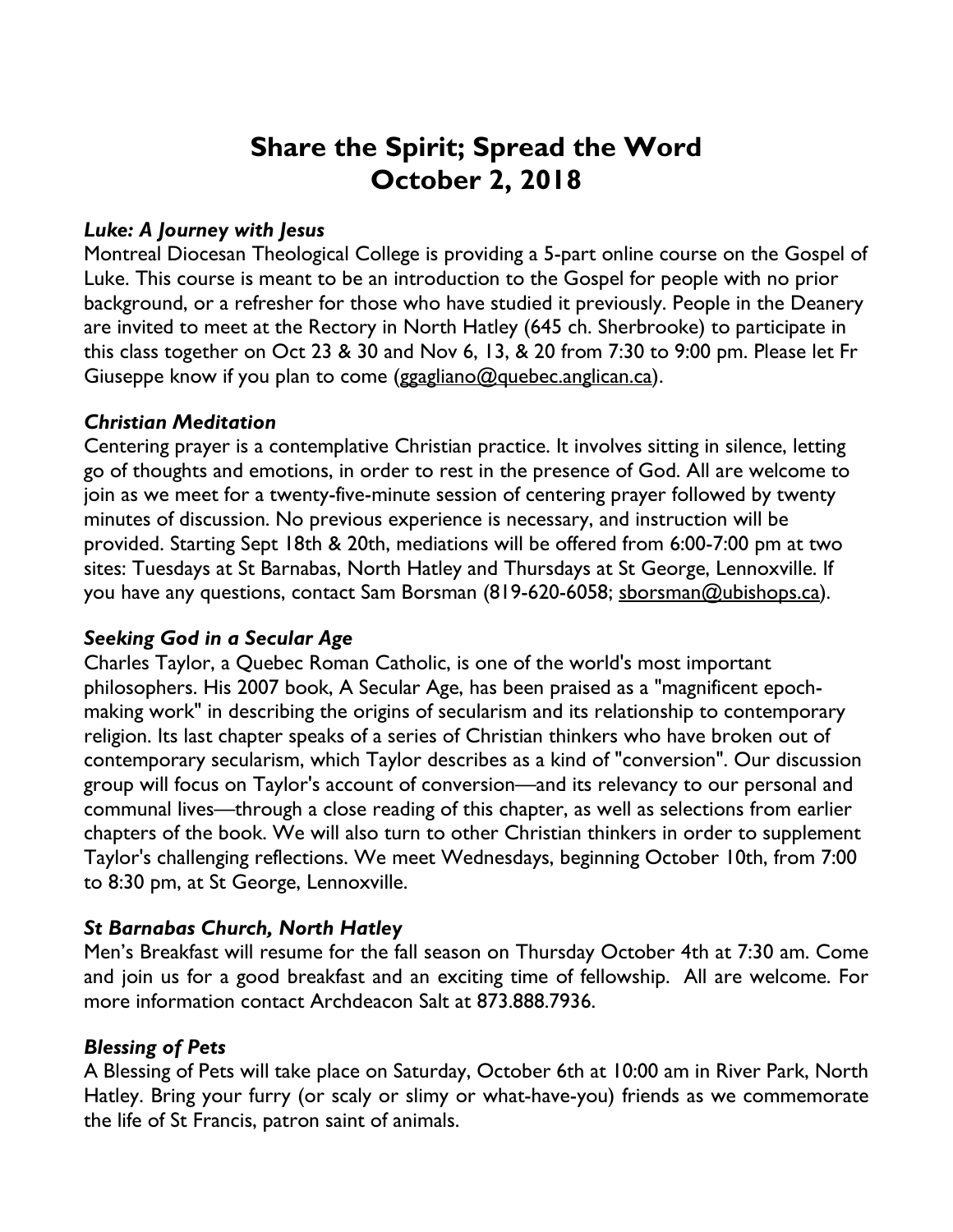# Share the Spirit; Spread the Word
# October 2, 2018

### *Luke: A Journey with Jesus*

Montreal Diocesan Theological College is providing a 5-part online course on the Gospel of Luke. This course is meant to be an introduction to the Gospel for people with no prior background, or a refresher for those who have studied it previously. People in the Deanery are invited to meet at the Rectory in North Hatley (645 ch. Sherbrooke) to participate in this class together on Oct 23 & 30 and Nov 6, 13, & 20 from 7:30 to 9:00 pm. Please let Fr Giuseppe know if you plan to come (ggagliano@quebec.anglican.ca).

### *Christian Meditation*

Centering prayer is a contemplative Christian practice. It involves sitting in silence, letting go of thoughts and emotions, in order to rest in the presence of God. All are welcome to join as we meet for a twenty-five-minute session of centering prayer followed by twenty minutes of discussion. No previous experience is necessary, and instruction will be provided. Starting Sept 18th & 20th, mediations will be offered from 6:00-7:00 pm at two sites: Tuesdays at St Barnabas, North Hatley and Thursdays at St George, Lennoxville. If you have any questions, contact Sam Borsman (819-620-6058; sborsman@ubishops.ca).

### *Seeking God in a Secular Age*

Charles Taylor, a Quebec Roman Catholic, is one of the world's most important philosophers. His 2007 book, A Secular Age, has been praised as a "magnificent epoch-making work" in describing the origins of secularism and its relationship to contemporary religion. Its last chapter speaks of a series of Christian thinkers who have broken out of contemporary secularism, which Taylor describes as a kind of "conversion". Our discussion group will focus on Taylor's account of conversion—and its relevancy to our personal and communal lives—through a close reading of this chapter, as well as selections from earlier chapters of the book. We will also turn to other Christian thinkers in order to supplement Taylor's challenging reflections. We meet Wednesdays, beginning October 10th, from 7:00 to 8:30 pm, at St George, Lennoxville.

### *St Barnabas Church, North Hatley*

Men's Breakfast will resume for the fall season on Thursday October 4th at 7:30 am. Come and join us for a good breakfast and an exciting time of fellowship. All are welcome. For more information contact Archdeacon Salt at 873.888.7936.

### *Blessing of Pets*

A Blessing of Pets will take place on Saturday, October 6th at 10:00 am in River Park, North Hatley. Bring your furry (or scaly or slimy or what-have-you) friends as we commemorate the life of St Francis, patron saint of animals.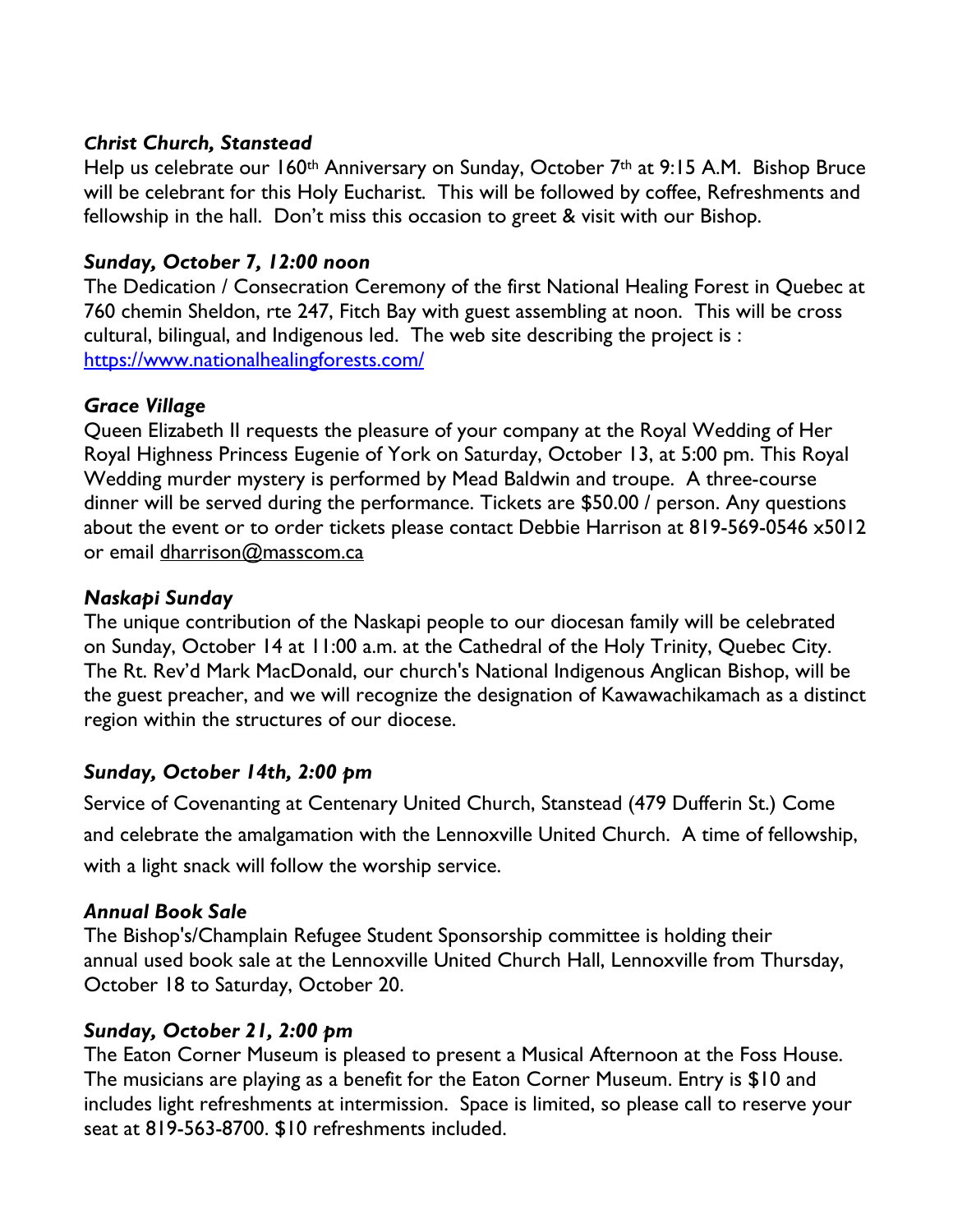***Christ Church, Stanstead***

Help us celebrate our 160th Anniversary on Sunday, October 7th at 9:15 A.M. Bishop Bruce will be celebrant for this Holy Eucharist. This will be followed by coffee, Refreshments and fellowship in the hall. Don't miss this occasion to greet & visit with our Bishop.

***Sunday, October 7, 12:00 noon***

The Dedication / Consecration Ceremony of the first National Healing Forest in Quebec at 760 chemin Sheldon, rte 247, Fitch Bay with guest assembling at noon. This will be cross cultural, bilingual, and Indigenous led. The web site describing the project is : [https://www.nationalhealingforests.com/](https://www.nationalhealingforests.com/)

***Grace Village***

Queen Elizabeth II requests the pleasure of your company at the Royal Wedding of Her Royal Highness Princess Eugenie of York on Saturday, October 13, at 5:00 pm. This Royal Wedding murder mystery is performed by Mead Baldwin and troupe. A three-course dinner will be served during the performance. Tickets are $50.00 / person. Any questions about the event or to order tickets please contact Debbie Harrison at 819-569-0546 x5012 or email dharrison@masscom.ca

***Naskapi Sunday***

The unique contribution of the Naskapi people to our diocesan family will be celebrated on Sunday, October 14 at 11:00 a.m. at the Cathedral of the Holy Trinity, Quebec City. The Rt. Rev'd Mark MacDonald, our church's National Indigenous Anglican Bishop, will be the guest preacher, and we will recognize the designation of Kawawachikamach as a distinct region within the structures of our diocese.

***Sunday, October 14th, 2:00 pm***

Service of Covenanting at Centenary United Church, Stanstead (479 Dufferin St.) Come and celebrate the amalgamation with the Lennoxville United Church. A time of fellowship, with a light snack will follow the worship service.

***Annual Book Sale***

The Bishop's/Champlain Refugee Student Sponsorship committee is holding their annual used book sale at the Lennoxville United Church Hall, Lennoxville from Thursday, October 18 to Saturday, October 20.

***Sunday, October 21, 2:00 pm***

The Eaton Corner Museum is pleased to present a Musical Afternoon at the Foss House. The musicians are playing as a benefit for the Eaton Corner Museum. Entry is $10 and includes light refreshments at intermission. Space is limited, so please call to reserve your seat at 819-563-8700. $10 refreshments included.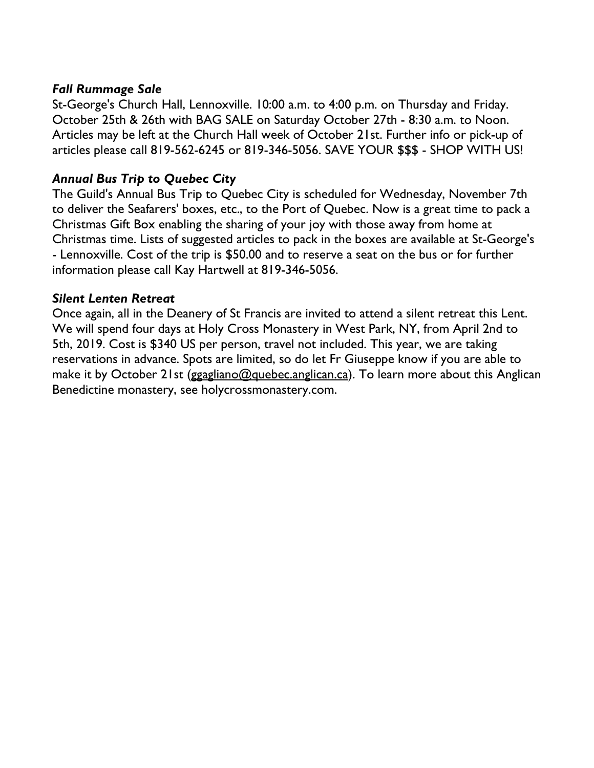***Fall Rummage Sale***

St-George's Church Hall, Lennoxville. 10:00 a.m. to 4:00 p.m. on Thursday and Friday. October 25th & 26th with BAG SALE on Saturday October 27th - 8:30 a.m. to Noon. Articles may be left at the Church Hall week of October 21st. Further info or pick-up of articles please call 819-562-6245 or 819-346-5056. SAVE YOUR $$$ - SHOP WITH US!

***Annual Bus Trip to Quebec City***

The Guild's Annual Bus Trip to Quebec City is scheduled for Wednesday, November 7th to deliver the Seafarers' boxes, etc., to the Port of Quebec. Now is a great time to pack a Christmas Gift Box enabling the sharing of your joy with those away from home at Christmas time. Lists of suggested articles to pack in the boxes are available at St-George's - Lennoxville. Cost of the trip is $50.00 and to reserve a seat on the bus or for further information please call Kay Hartwell at 819-346-5056.

***Silent Lenten Retreat***

Once again, all in the Deanery of St Francis are invited to attend a silent retreat this Lent. We will spend four days at Holy Cross Monastery in West Park, NY, from April 2nd to 5th, 2019. Cost is $340 US per person, travel not included. This year, we are taking reservations in advance. Spots are limited, so do let Fr Giuseppe know if you are able to make it by October 21st (ggagliano@quebec.anglican.ca). To learn more about this Anglican Benedictine monastery, see holycrossmonastery.com.